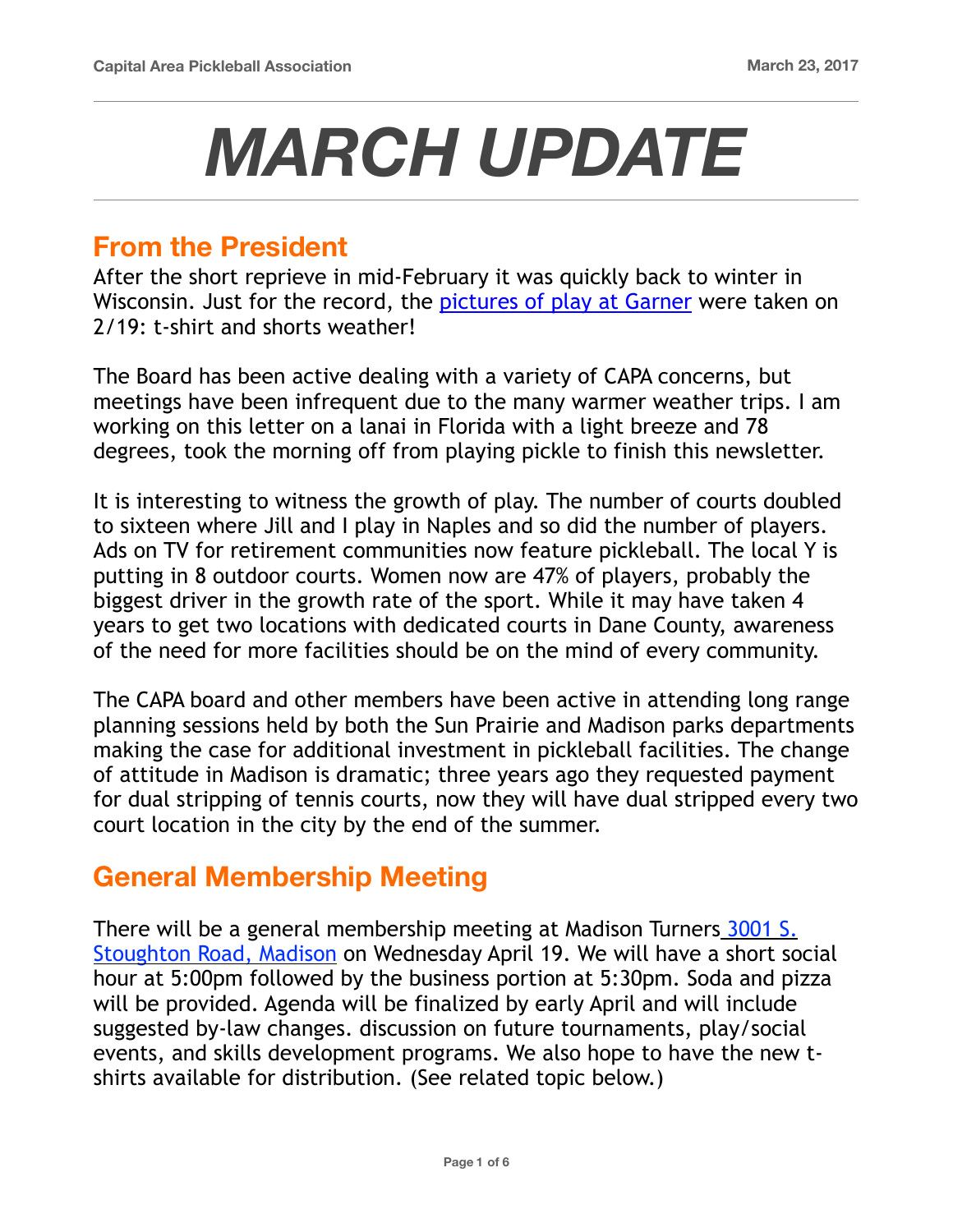# MARCH UPDATE

## From the President

After the short reprieve in mid-February it was quickly back to winter in Wisconsin. Just for the record, the pictures of play at Garner were taken on 2/19: t-shirt and shorts weather!

The Board has been active dealing with a variety of CAPA concerns, but meetings have been infrequent due to the many warmer weather trips. I am working on this letter on a lanai in Florida with a light breeze and 78 degrees, took the morning off from playing pickle to finish this newsletter.

It is interesting to witness the growth of play. The number of courts doubled to sixteen where Jill and I play in Naples and so did the number of players. Ads on TV for retirement communities now feature pickleball. The local Y is putting in 8 outdoor courts. Women now are 47% of players, probably the biggest driver in the growth rate of the sport. While it may have taken 4 years to get two locations with dedicated courts in Dane County, awareness of the need for more facilities should be on the mind of every community.

The CAPA board and other members have been active in attending long range planning sessions held by both the Sun Prairie and Madison parks departments making the case for additional investment in pickleball facilities. The change of attitude in Madison is dramatic; three years ago they requested payment for dual stripping of tennis courts, now they will have dual stripped every two court location in the city by the end of the summer.

## General Membership Meeting

There will be a general membership meeting at Madison Turners 3001 S. Stoughton Road, Madison on Wednesday April 19. We will have a short social hour at 5:00pm followed by the business portion at 5:30pm. Soda and pizza will be provided. Agenda will be finalized by early April and will include suggested by-law changes. discussion on future tournaments, play/social events, and skills development programs. We also hope to have the new t-shirts available for distribution. (See related topic below.)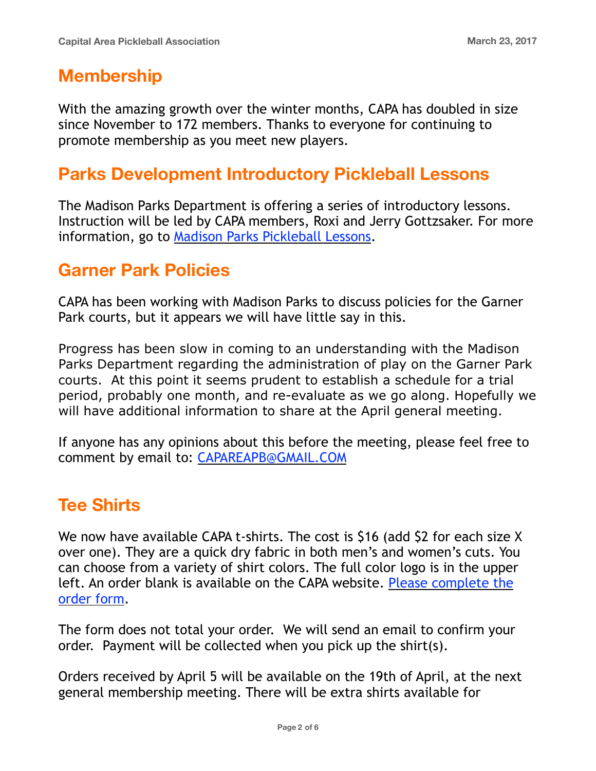## Membership

With the amazing growth over the winter months, CAPA has doubled in size since November to 172 members. Thanks to everyone for continuing to promote membership as you meet new players.

## Parks Development Introductory Pickleball Lessons

The Madison Parks Department is offering a series of introductory lessons. Instruction will be led by CAPA members, Roxi and Jerry Gottzsaker. For more information, go to Madison Parks Pickleball Lessons.

## Garner Park Policies

CAPA has been working with Madison Parks to discuss policies for the Garner Park courts, but it appears we will have little say in this.

Progress has been slow in coming to an understanding with the Madison Parks Department regarding the administration of play on the Garner Park courts. At this point it seems prudent to establish a schedule for a trial period, probably one month, and re-evaluate as we go along. Hopefully we will have additional information to share at the April general meeting.

If anyone has any opinions about this before the meeting, please feel free to comment by email to: CAPAREAPB@GMAIL.COM

## Tee Shirts

We now have available CAPA t-shirts. The cost is $16 (add $2 for each size X over one). They are a quick dry fabric in both men's and women's cuts. You can choose from a variety of shirt colors. The full color logo is in the upper left. An order blank is available on the CAPA website. Please complete the order form.

The form does not total your order. We will send an email to confirm your order. Payment will be collected when you pick up the shirt(s).

Orders received by April 5 will be available on the 19th of April, at the next general membership meeting. There will be extra shirts available for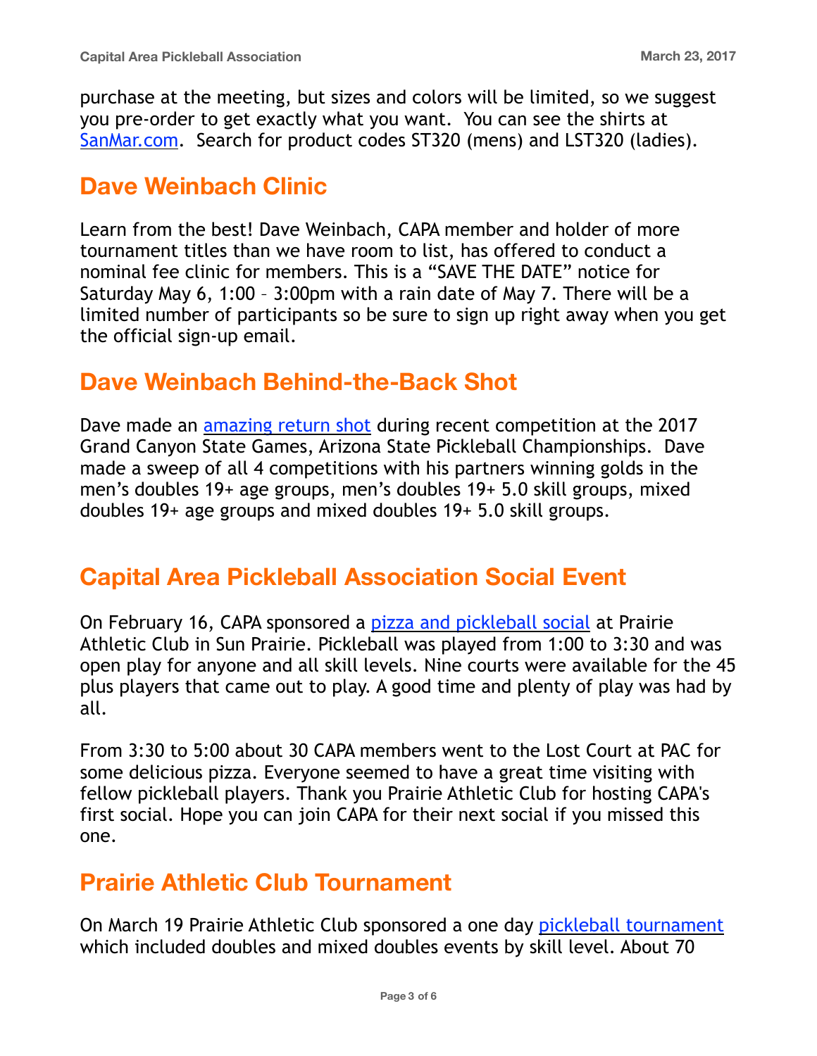purchase at the meeting, but sizes and colors will be limited, so we suggest you pre-order to get exactly what you want. You can see the shirts at SanMar.com. Search for product codes ST320 (mens) and LST320 (ladies).

## Dave Weinbach Clinic

Learn from the best! Dave Weinbach, CAPA member and holder of more tournament titles than we have room to list, has offered to conduct a nominal fee clinic for members. This is a "SAVE THE DATE" notice for Saturday May 6, 1:00 – 3:00pm with a rain date of May 7. There will be a limited number of participants so be sure to sign up right away when you get the official sign-up email.

## Dave Weinbach Behind-the-Back Shot

Dave made an amazing return shot during recent competition at the 2017 Grand Canyon State Games, Arizona State Pickleball Championships. Dave made a sweep of all 4 competitions with his partners winning golds in the men's doubles 19+ age groups, men's doubles 19+ 5.0 skill groups, mixed doubles 19+ age groups and mixed doubles 19+ 5.0 skill groups.

## Capital Area Pickleball Association Social Event

On February 16, CAPA sponsored a pizza and pickleball social at Prairie Athletic Club in Sun Prairie. Pickleball was played from 1:00 to 3:30 and was open play for anyone and all skill levels. Nine courts were available for the 45 plus players that came out to play. A good time and plenty of play was had by all.

From 3:30 to 5:00 about 30 CAPA members went to the Lost Court at PAC for some delicious pizza. Everyone seemed to have a great time visiting with fellow pickleball players. Thank you Prairie Athletic Club for hosting CAPA's first social. Hope you can join CAPA for their next social if you missed this one.

## Prairie Athletic Club Tournament

On March 19 Prairie Athletic Club sponsored a one day pickleball tournament which included doubles and mixed doubles events by skill level. About 70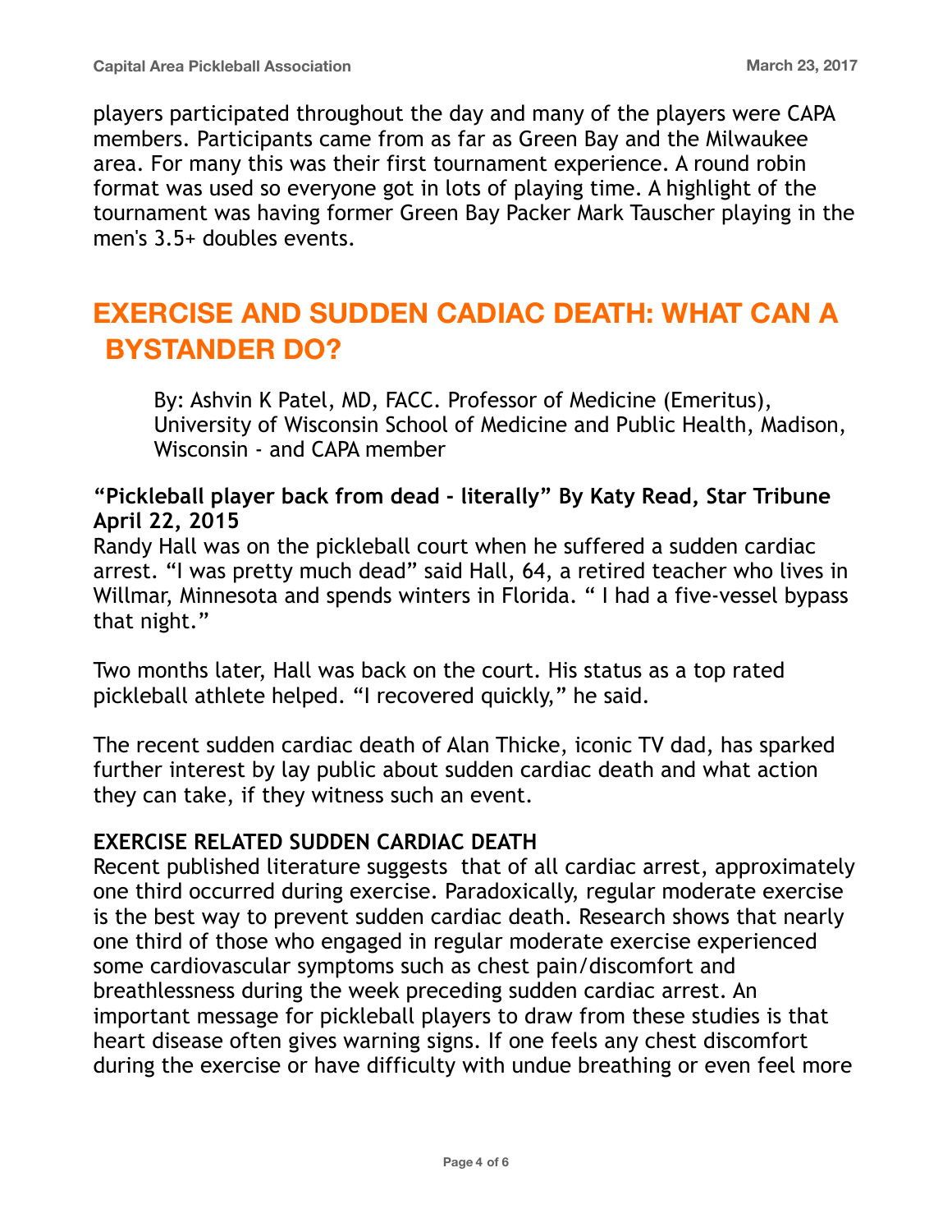players participated throughout the day and many of the players were CAPA members. Participants came from as far as Green Bay and the Milwaukee area. For many this was their first tournament experience. A round robin format was used so everyone got in lots of playing time. A highlight of the tournament was having former Green Bay Packer Mark Tauscher playing in the men's 3.5+ doubles events.

## EXERCISE AND SUDDEN CADIAC DEATH: WHAT CAN A BYSTANDER DO?

By: Ashvin K Patel, MD, FACC. Professor of Medicine (Emeritus), University of Wisconsin School of Medicine and Public Health, Madison, Wisconsin - and CAPA member

**"Pickleball player back from dead - literally" By Katy Read, Star Tribune April 22, 2015**

Randy Hall was on the pickleball court when he suffered a sudden cardiac arrest. "I was pretty much dead" said Hall, 64, a retired teacher who lives in Willmar, Minnesota and spends winters in Florida. " I had a five-vessel bypass that night."

Two months later, Hall was back on the court. His status as a top rated pickleball athlete helped. "I recovered quickly," he said.

The recent sudden cardiac death of Alan Thicke, iconic TV dad, has sparked further interest by lay public about sudden cardiac death and what action they can take, if they witness such an event.

### EXERCISE RELATED SUDDEN CARDIAC DEATH

Recent published literature suggests that of all cardiac arrest, approximately one third occurred during exercise. Paradoxically, regular moderate exercise is the best way to prevent sudden cardiac death. Research shows that nearly one third of those who engaged in regular moderate exercise experienced some cardiovascular symptoms such as chest pain/discomfort and breathlessness during the week preceding sudden cardiac arrest. An important message for pickleball players to draw from these studies is that heart disease often gives warning signs. If one feels any chest discomfort during the exercise or have difficulty with undue breathing or even feel more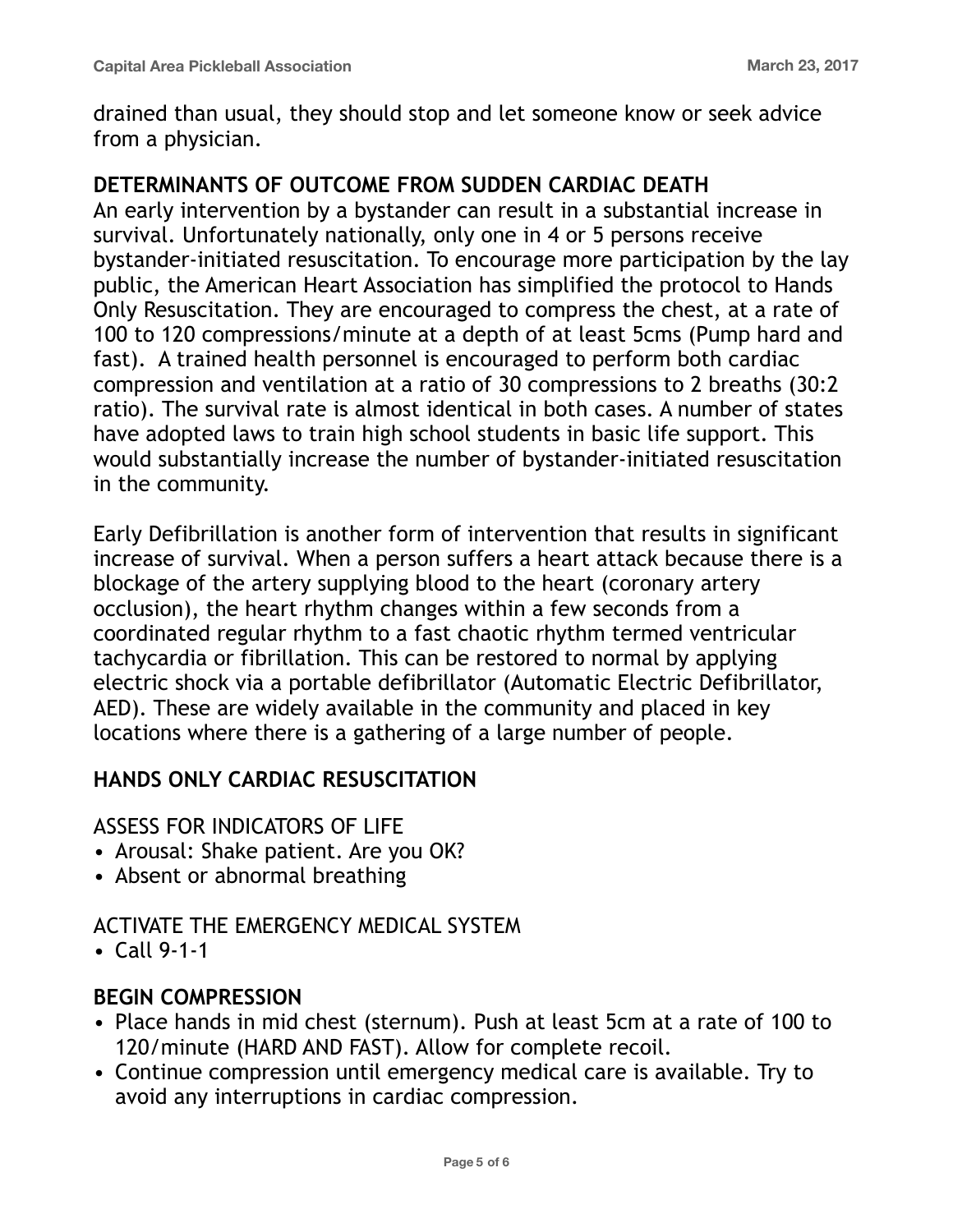drained than usual, they should stop and let someone know or seek advice from a physician.

## DETERMINANTS OF OUTCOME FROM SUDDEN CARDIAC DEATH

An early intervention by a bystander can result in a substantial increase in survival. Unfortunately nationally, only one in 4 or 5 persons receive bystander-initiated resuscitation. To encourage more participation by the lay public, the American Heart Association has simplified the protocol to Hands Only Resuscitation. They are encouraged to compress the chest, at a rate of 100 to 120 compressions/minute at a depth of at least 5cms (Pump hard and fast). A trained health personnel is encouraged to perform both cardiac compression and ventilation at a ratio of 30 compressions to 2 breaths (30:2 ratio). The survival rate is almost identical in both cases. A number of states have adopted laws to train high school students in basic life support. This would substantially increase the number of bystander-initiated resuscitation in the community.

Early Defibrillation is another form of intervention that results in significant increase of survival. When a person suffers a heart attack because there is a blockage of the artery supplying blood to the heart (coronary artery occlusion), the heart rhythm changes within a few seconds from a coordinated regular rhythm to a fast chaotic rhythm termed ventricular tachycardia or fibrillation. This can be restored to normal by applying electric shock via a portable defibrillator (Automatic Electric Defibrillator, AED). These are widely available in the community and placed in key locations where there is a gathering of a large number of people.

## HANDS ONLY CARDIAC RESUSCITATION

ASSESS FOR INDICATORS OF LIFE

- Arousal: Shake patient. Are you OK?
- Absent or abnormal breathing

ACTIVATE THE EMERGENCY MEDICAL SYSTEM

- Call 9-1-1

### BEGIN COMPRESSION

- Place hands in mid chest (sternum). Push at least 5cm at a rate of 100 to 120/minute (HARD AND FAST). Allow for complete recoil.
- Continue compression until emergency medical care is available. Try to avoid any interruptions in cardiac compression.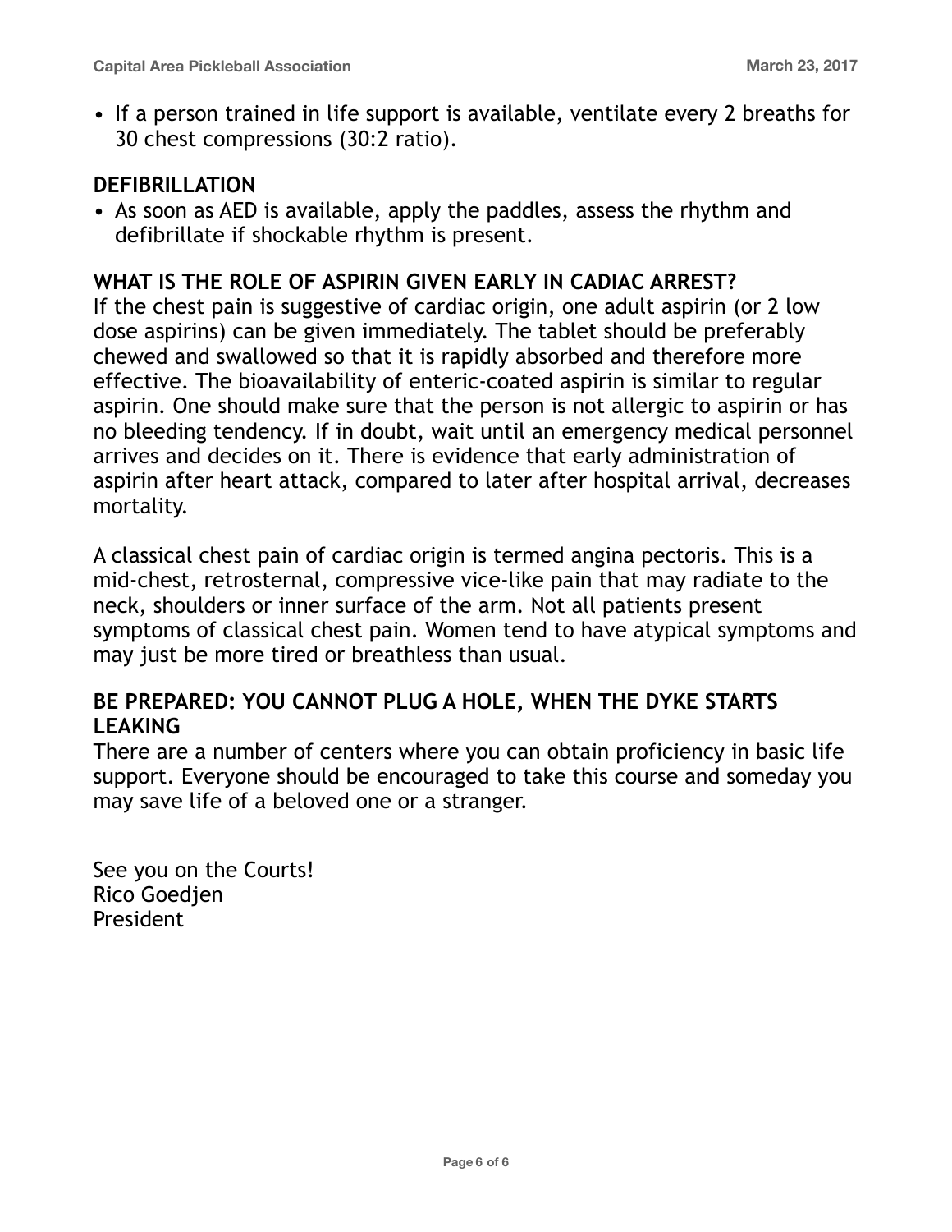- If a person trained in life support is available, ventilate every 2 breaths for 30 chest compressions (30:2 ratio).

**DEFIBRILLATION**

- As soon as AED is available, apply the paddles, assess the rhythm and defibrillate if shockable rhythm is present.

**WHAT IS THE ROLE OF ASPIRIN GIVEN EARLY IN CADIAC ARREST?**

If the chest pain is suggestive of cardiac origin, one adult aspirin (or 2 low dose aspirins) can be given immediately. The tablet should be preferably chewed and swallowed so that it is rapidly absorbed and therefore more effective. The bioavailability of enteric-coated aspirin is similar to regular aspirin. One should make sure that the person is not allergic to aspirin or has no bleeding tendency. If in doubt, wait until an emergency medical personnel arrives and decides on it. There is evidence that early administration of aspirin after heart attack, compared to later after hospital arrival, decreases mortality.

A classical chest pain of cardiac origin is termed angina pectoris. This is a mid-chest, retrosternal, compressive vice-like pain that may radiate to the neck, shoulders or inner surface of the arm. Not all patients present symptoms of classical chest pain. Women tend to have atypical symptoms and may just be more tired or breathless than usual.

**BE PREPARED: YOU CANNOT PLUG A HOLE, WHEN THE DYKE STARTS LEAKING**

There are a number of centers where you can obtain proficiency in basic life support. Everyone should be encouraged to take this course and someday you may save life of a beloved one or a stranger.

See you on the Courts!
Rico Goedjen
President